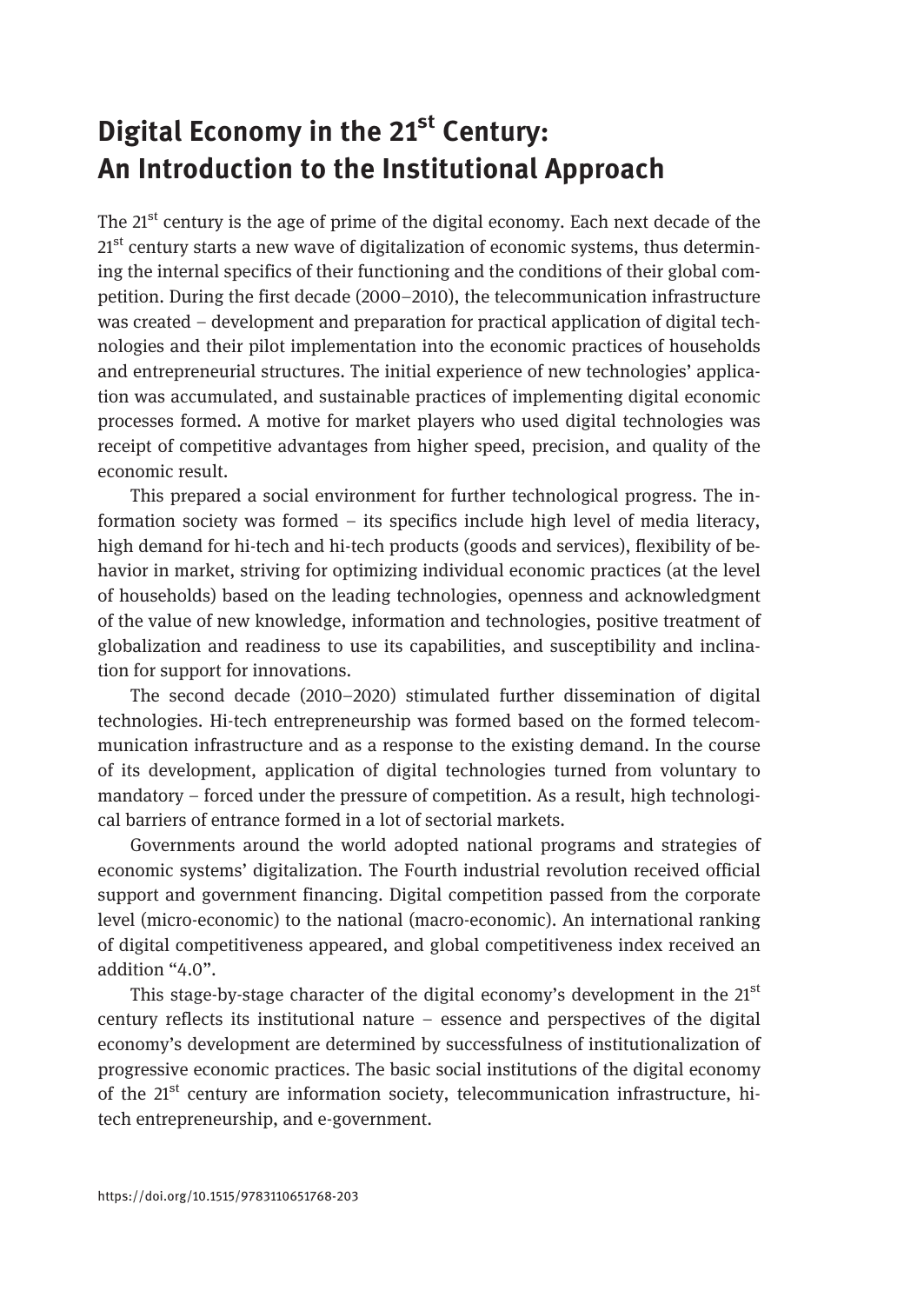# Digital Economy in the 21st Century: An Introduction to the Institutional Approach

The 21st century is the age of prime of the digital economy. Each next decade of the 21st century starts a new wave of digitalization of economic systems, thus determining the internal specifics of their functioning and the conditions of their global competition. During the first decade (2000–2010), the telecommunication infrastructure was created – development and preparation for practical application of digital technologies and their pilot implementation into the economic practices of households and entrepreneurial structures. The initial experience of new technologies' application was accumulated, and sustainable practices of implementing digital economic processes formed. A motive for market players who used digital technologies was receipt of competitive advantages from higher speed, precision, and quality of the economic result.

This prepared a social environment for further technological progress. The information society was formed – its specifics include high level of media literacy, high demand for hi-tech and hi-tech products (goods and services), flexibility of behavior in market, striving for optimizing individual economic practices (at the level of households) based on the leading technologies, openness and acknowledgment of the value of new knowledge, information and technologies, positive treatment of globalization and readiness to use its capabilities, and susceptibility and inclination for support for innovations.

The second decade (2010–2020) stimulated further dissemination of digital technologies. Hi-tech entrepreneurship was formed based on the formed telecommunication infrastructure and as a response to the existing demand. In the course of its development, application of digital technologies turned from voluntary to mandatory – forced under the pressure of competition. As a result, high technological barriers of entrance formed in a lot of sectorial markets.

Governments around the world adopted national programs and strategies of economic systems' digitalization. The Fourth industrial revolution received official support and government financing. Digital competition passed from the corporate level (micro-economic) to the national (macro-economic). An international ranking of digital competitiveness appeared, and global competitiveness index received an addition "4.0".

This stage-by-stage character of the digital economy's development in the 21st century reflects its institutional nature – essence and perspectives of the digital economy's development are determined by successfulness of institutionalization of progressive economic practices. The basic social institutions of the digital economy of the 21st century are information society, telecommunication infrastructure, hi-tech entrepreneurship, and e-government.

https://doi.org/10.1515/9783110651768-203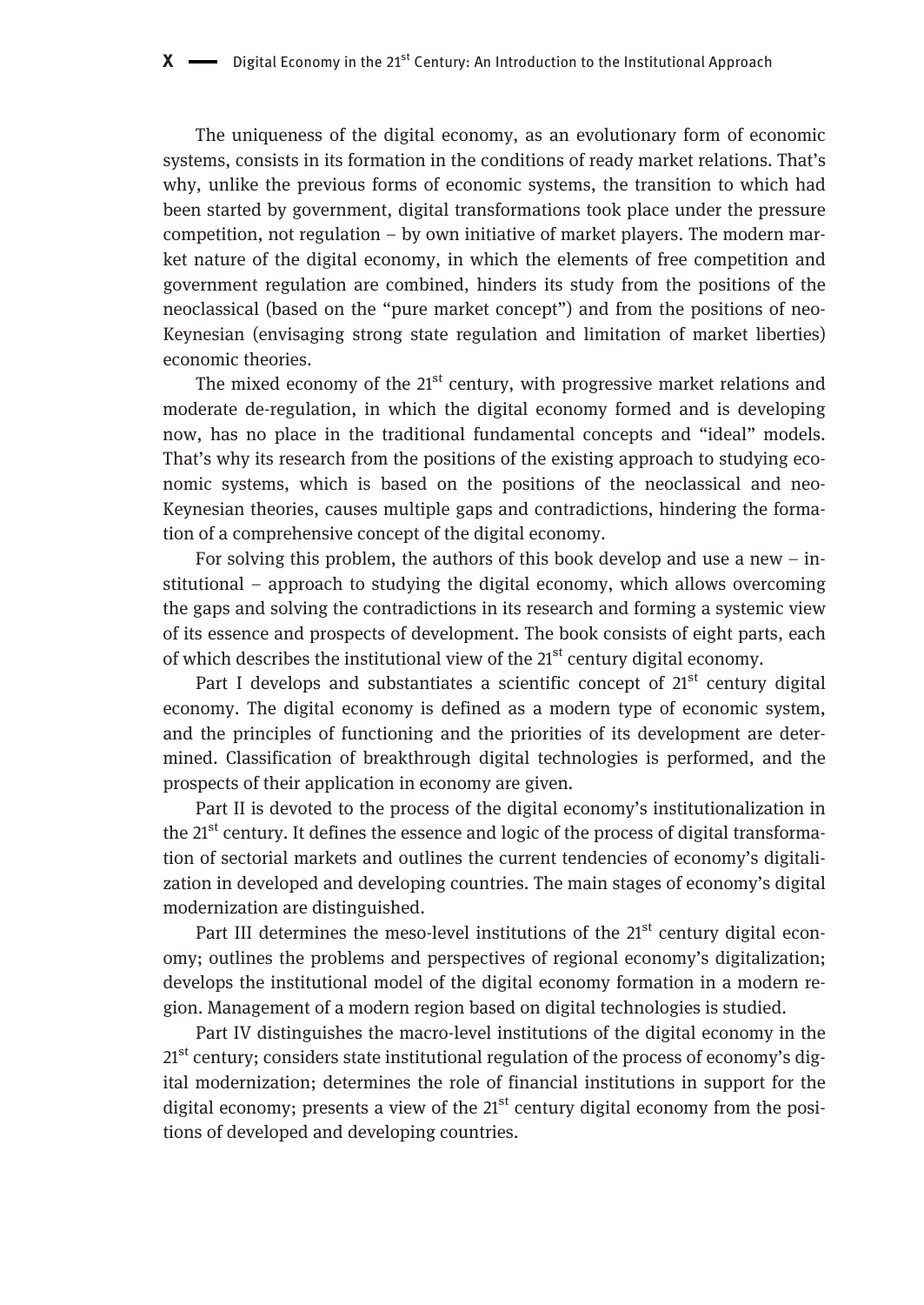The uniqueness of the digital economy, as an evolutionary form of economic systems, consists in its formation in the conditions of ready market relations. That's why, unlike the previous forms of economic systems, the transition to which had been started by government, digital transformations took place under the pressure competition, not regulation – by own initiative of market players. The modern market nature of the digital economy, in which the elements of free competition and government regulation are combined, hinders its study from the positions of the neoclassical (based on the "pure market concept") and from the positions of neo-Keynesian (envisaging strong state regulation and limitation of market liberties) economic theories.

The mixed economy of the 21st century, with progressive market relations and moderate de-regulation, in which the digital economy formed and is developing now, has no place in the traditional fundamental concepts and "ideal" models. That's why its research from the positions of the existing approach to studying economic systems, which is based on the positions of the neoclassical and neo-Keynesian theories, causes multiple gaps and contradictions, hindering the formation of a comprehensive concept of the digital economy.

For solving this problem, the authors of this book develop and use a new – institutional – approach to studying the digital economy, which allows overcoming the gaps and solving the contradictions in its research and forming a systemic view of its essence and prospects of development. The book consists of eight parts, each of which describes the institutional view of the 21st century digital economy.

Part I develops and substantiates a scientific concept of 21st century digital economy. The digital economy is defined as a modern type of economic system, and the principles of functioning and the priorities of its development are determined. Classification of breakthrough digital technologies is performed, and the prospects of their application in economy are given.

Part II is devoted to the process of the digital economy's institutionalization in the 21st century. It defines the essence and logic of the process of digital transformation of sectorial markets and outlines the current tendencies of economy's digitalization in developed and developing countries. The main stages of economy's digital modernization are distinguished.

Part III determines the meso-level institutions of the 21st century digital economy; outlines the problems and perspectives of regional economy's digitalization; develops the institutional model of the digital economy formation in a modern region. Management of a modern region based on digital technologies is studied.

Part IV distinguishes the macro-level institutions of the digital economy in the 21st century; considers state institutional regulation of the process of economy's digital modernization; determines the role of financial institutions in support for the digital economy; presents a view of the 21st century digital economy from the positions of developed and developing countries.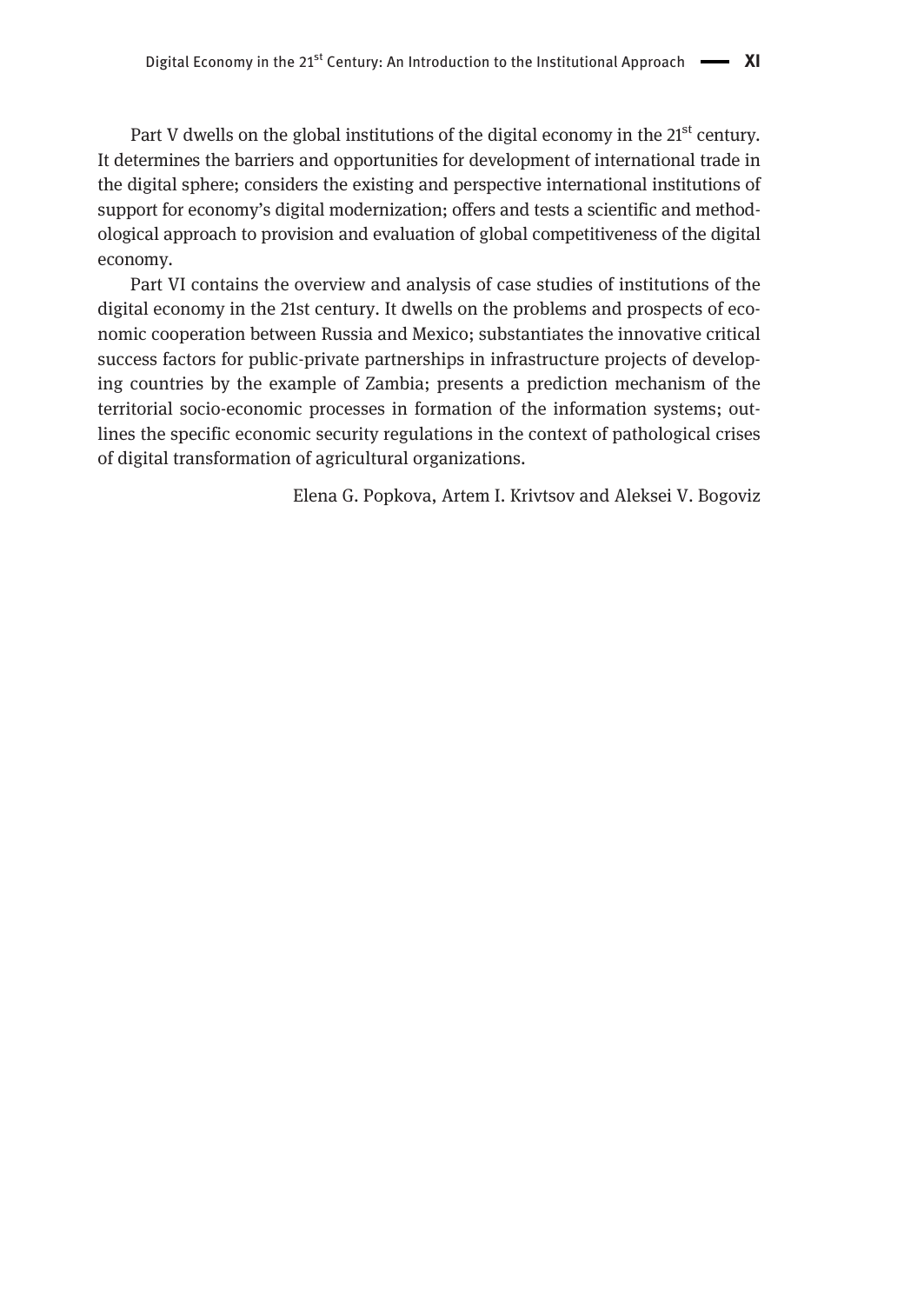Part V dwells on the global institutions of the digital economy in the 21st century. It determines the barriers and opportunities for development of international trade in the digital sphere; considers the existing and perspective international institutions of support for economy's digital modernization; offers and tests a scientific and methodological approach to provision and evaluation of global competitiveness of the digital economy.

Part VI contains the overview and analysis of case studies of institutions of the digital economy in the 21st century. It dwells on the problems and prospects of economic cooperation between Russia and Mexico; substantiates the innovative critical success factors for public-private partnerships in infrastructure projects of developing countries by the example of Zambia; presents a prediction mechanism of the territorial socio-economic processes in formation of the information systems; outlines the specific economic security regulations in the context of pathological crises of digital transformation of agricultural organizations.

Elena G. Popkova, Artem I. Krivtsov and Aleksei V. Bogoviz